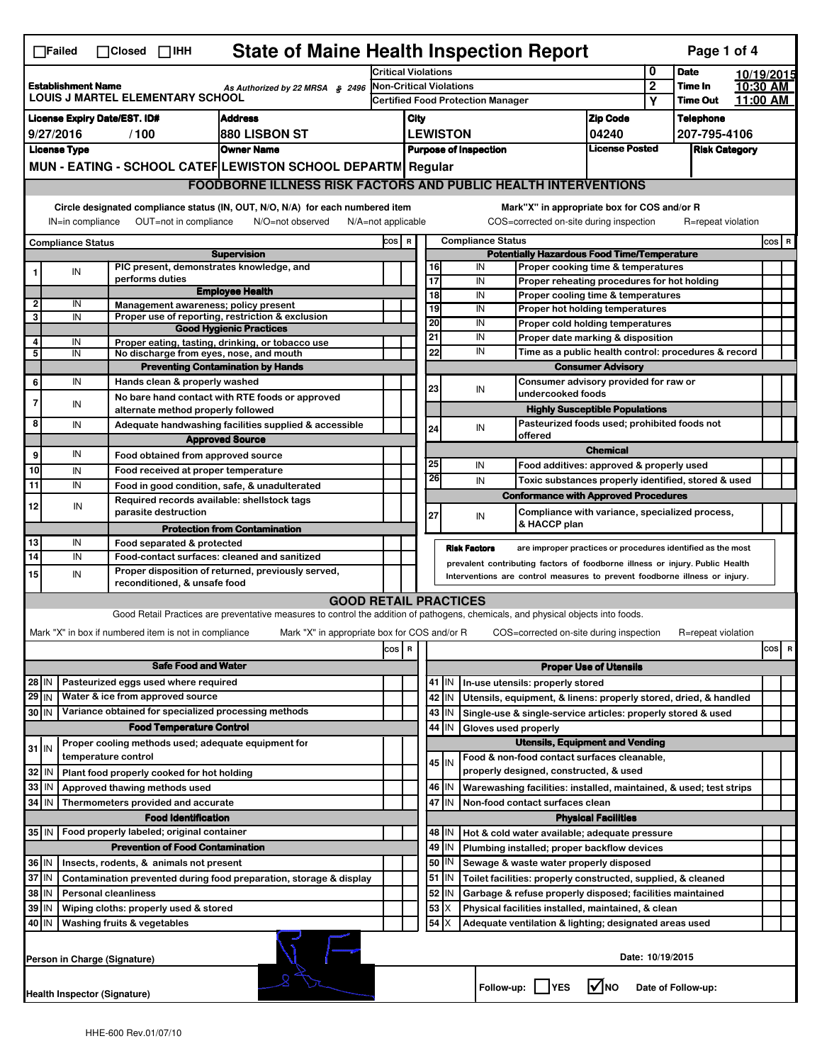☐Failed ☐Closed ☐IHH

# State of Maine Health Inspection Report

| | | | |
|---|---|---|---|
| **Establishment Name** LOUIS J MARTEL ELEMENTARY SCHOOL | As Authorized by 22 MRSA § 2496 | Critical Violations: 0 | **Date** 10/19/2015 |
| | | Non-Critical Violations: 2 | **Time In** 10:30 AM |
| | | Certified Food Protection Manager: Y | **Time Out** 11:00 AM |

| License Expiry Date/EST. ID# | Address | City | Zip Code | Telephone |
|---|---|---|---|---|
| 9/27/2016 / 100 | 880 LISBON ST | LEWISTON | 04240 | 207-795-4106 |

| License Type | Owner Name | Purpose of Inspection | License Posted | Risk Category |
|---|---|---|---|---|
| MUN - EATING - SCHOOL CATEF | LEWISTON SCHOOL DEPARTM | Regular | | |

## FOODBORNE ILLNESS RISK FACTORS AND PUBLIC HEALTH INTERVENTIONS

Circle designated compliance status (IN, OUT, N/O, N/A) for each numbered item — IN=in compliance, OUT=not in compliance, N/O=not observed, N/A=not applicable

Mark "X" in appropriate box for COS and/or R — COS=corrected on-site during inspection, R=repeat violation

| # | Compliance Status | Item | COS | R |
|---|---|---|---|---|
| | | **Supervision** | | |
| 1 | IN | PIC present, demonstrates knowledge, and performs duties | | |
| | | **Employee Health** | | |
| 2 | IN | Management awareness; policy present | | |
| 3 | IN | Proper use of reporting, restriction & exclusion | | |
| | | **Good Hygienic Practices** | | |
| 4 | IN | Proper eating, tasting, drinking, or tobacco use | | |
| 5 | IN | No discharge from eyes, nose, and mouth | | |
| | | **Preventing Contamination by Hands** | | |
| 6 | IN | Hands clean & properly washed | | |
| 7 | IN | No bare hand contact with RTE foods or approved alternate method properly followed | | |
| 8 | IN | Adequate handwashing facilities supplied & accessible | | |
| | | **Approved Source** | | |
| 9 | IN | Food obtained from approved source | | |
| 10 | IN | Food received at proper temperature | | |
| 11 | IN | Food in good condition, safe, & unadulterated | | |
| 12 | IN | Required records available: shellstock tags parasite destruction | | |
| | | **Protection from Contamination** | | |
| 13 | IN | Food separated & protected | | |
| 14 | IN | Food-contact surfaces: cleaned and sanitized | | |
| 15 | IN | Proper disposition of returned, previously served, reconditioned, & unsafe food | | |
| | | **Potentially Hazardous Food Time/Temperature** | | |
| 16 | IN | Proper cooking time & temperatures | | |
| 17 | IN | Proper reheating procedures for hot holding | | |
| 18 | IN | Proper cooling time & temperatures | | |
| 19 | IN | Proper hot holding temperatures | | |
| 20 | IN | Proper cold holding temperatures | | |
| 21 | IN | Proper date marking & disposition | | |
| 22 | IN | Time as a public health control: procedures & record | | |
| | | **Consumer Advisory** | | |
| 23 | IN | Consumer advisory provided for raw or undercooked foods | | |
| | | **Highly Susceptible Populations** | | |
| 24 | IN | Pasteurized foods used; prohibited foods not offered | | |
| | | **Chemical** | | |
| 25 | IN | Food additives: approved & properly used | | |
| 26 | IN | Toxic substances properly identified, stored & used | | |
| | | **Conformance with Approved Procedures** | | |
| 27 | IN | Compliance with variance, specialized process, & HACCP plan | | |

**Risk Factors** are improper practices or procedures identified as the most prevalent contributing factors of foodborne illness or injury. Public Health Interventions are control measures to prevent foodborne illness or injury.

## GOOD RETAIL PRACTICES

Good Retail Practices are preventative measures to control the addition of pathogens, chemicals, and physical objects into foods.

Mark "X" in box if numbered item is not in compliance — Mark "X" in appropriate box for COS and/or R — COS=corrected on-site during inspection, R=repeat violation

| # | Status | Item | COS | R |
|---|---|---|---|---|
| | | **Safe Food and Water** | | |
| 28 | IN | Pasteurized eggs used where required | | |
| 29 | IN | Water & ice from approved source | | |
| 30 | IN | Variance obtained for specialized processing methods | | |
| | | **Food Temperature Control** | | |
| 31 | IN | Proper cooling methods used; adequate equipment for temperature control | | |
| 32 | IN | Plant food properly cooked for hot holding | | |
| 33 | IN | Approved thawing methods used | | |
| 34 | IN | Thermometers provided and accurate | | |
| | | **Food Identification** | | |
| 35 | IN | Food properly labeled; original container | | |
| | | **Prevention of Food Contamination** | | |
| 36 | IN | Insects, rodents, & animals not present | | |
| 37 | IN | Contamination prevented during food preparation, storage & display | | |
| 38 | IN | Personal cleanliness | | |
| 39 | IN | Wiping cloths: properly used & stored | | |
| 40 | IN | Washing fruits & vegetables | | |
| | | **Proper Use of Utensils** | | |
| 41 | IN | In-use utensils: properly stored | | |
| 42 | IN | Utensils, equipment, & linens: properly stored, dried, & handled | | |
| 43 | IN | Single-use & single-service articles: properly stored & used | | |
| 44 | IN | Gloves used properly | | |
| | | **Utensils, Equipment and Vending** | | |
| 45 | IN | Food & non-food contact surfaces cleanable, properly designed, constructed, & used | | |
| 46 | IN | Warewashing facilities: installed, maintained, & used; test strips | | |
| 47 | IN | Non-food contact surfaces clean | | |
| | | **Physical Facilities** | | |
| 48 | IN | Hot & cold water available; adequate pressure | | |
| 49 | IN | Plumbing installed; proper backflow devices | | |
| 50 | IN | Sewage & waste water properly disposed | | |
| 51 | IN | Toilet facilities: properly constructed, supplied, & cleaned | | |
| 52 | IN | Garbage & refuse properly disposed; facilities maintained | | |
| 53 | X | Physical facilities installed, maintained, & clean | | |
| 54 | X | Adequate ventilation & lighting; designated areas used | | |

Person in Charge (Signature) — Date: 10/19/2015

Health Inspector (Signature) — Follow-up: ☐ YES ☑ NO — Date of Follow-up:

HHE-600 Rev.01/07/10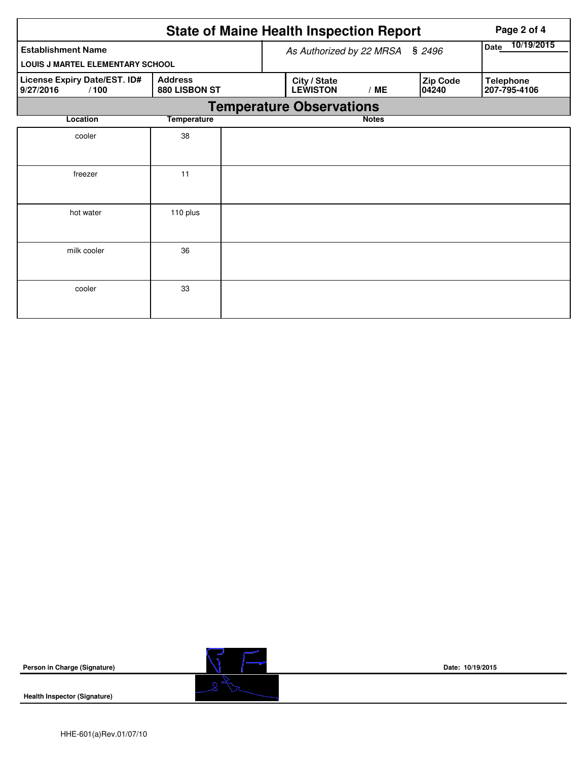# State of Maine Health Inspection Report

| Establishment Name | As Authorized by 22 MRSA § 2496 | | | Date 10/19/2015 |
|---|---|---|---|---|
| LOUIS J MARTEL ELEMENTARY SCHOOL | | | | |
| **License Expiry Date/EST. ID#** 9/27/2016 / 100 | **Address** 880 LISBON ST | **City / State** LEWISTON / ME | **Zip Code** 04240 | **Telephone** 207-795-4106 |

## Temperature Observations

| Location | Temperature | Notes |
|---|---|---|
| cooler | 38 | |
| freezer | 11 | |
| hot water | 110 plus | |
| milk cooler | 36 | |
| cooler | 33 | |

**Person in Charge (Signature)** Date: 10/19/2015

**Health Inspector (Signature)**

HHE-601(a)Rev.01/07/10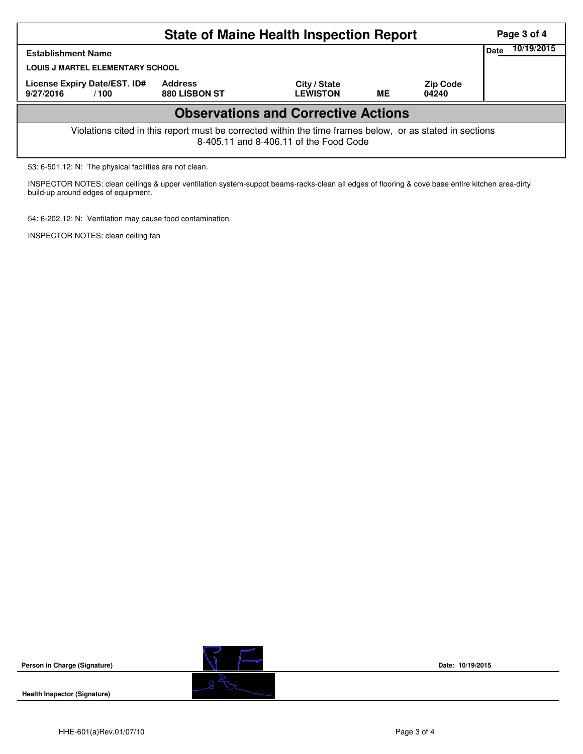# State of Maine Health Inspection Report

| Establishment Name | | | | | Date 10/19/2015 |
|---|---|---|---|---|---|
| LOUIS J MARTEL ELEMENTARY SCHOOL | | | | | |
| License Expiry Date/EST. ID# | Address | City / State | | Zip Code | |
| 9/27/2016 / 100 | 880 LISBON ST | LEWISTON | ME | 04240 | |

## Observations and Corrective Actions

Violations cited in this report must be corrected within the time frames below, or as stated in sections 8-405.11 and 8-406.11 of the Food Code

53: 6-501.12: N: The physical facilities are not clean.

INSPECTOR NOTES: clean ceilings & upper ventilation system-suppot beams-racks-clean all edges of flooring & cove base entire kitchen area-dirty build-up around edges of equipment.

54: 6-202.12: N: Ventilation may cause food contamination.

INSPECTOR NOTES: clean ceiling fan

**Person in Charge (Signature)**

Date: 10/19/2015

**Health Inspector (Signature)**

HHE-601(a)Rev.01/07/10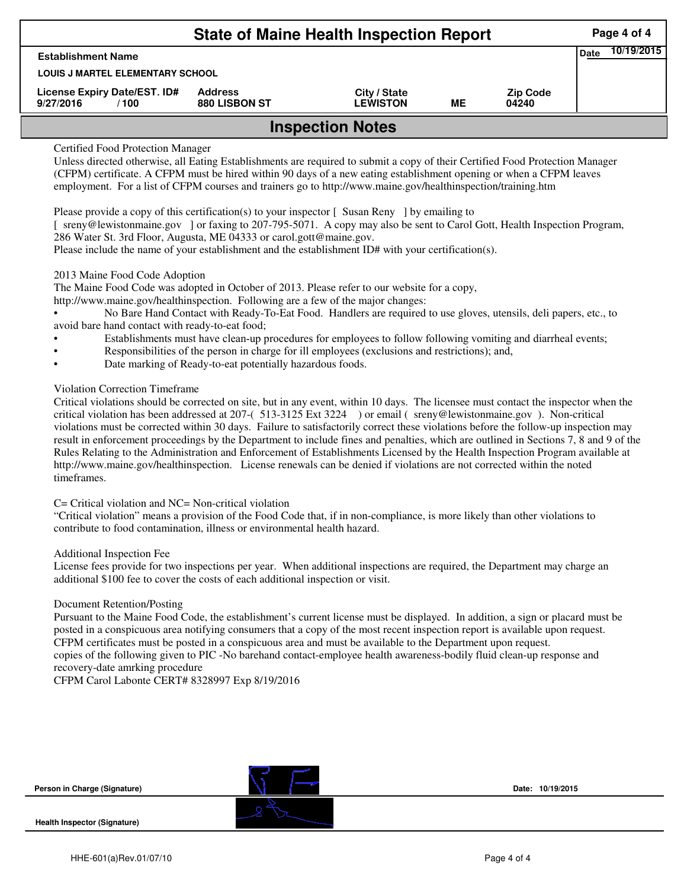# State of Maine Health Inspection Report

| Establishment Name | | | | | Date 10/19/2015 |
|---|---|---|---|---|---|
| LOUIS J MARTEL ELEMENTARY SCHOOL | | | | | |
| License Expiry Date/EST. ID# | Address | City / State | | Zip Code | |
| 9/27/2016 / 100 | 880 LISBON ST | LEWISTON | ME | 04240 | |

## Inspection Notes

Certified Food Protection Manager

Unless directed otherwise, all Eating Establishments are required to submit a copy of their Certified Food Protection Manager (CFPM) certificate. A CFPM must be hired within 90 days of a new eating establishment opening or when a CFPM leaves employment. For a list of CFPM courses and trainers go to http://www.maine.gov/healthinspection/training.htm

Please provide a copy of this certification(s) to your inspector [ Susan Reny ] by emailing to [ sreny@lewistonmaine.gov ] or faxing to 207-795-5071. A copy may also be sent to Carol Gott, Health Inspection Program, 286 Water St. 3rd Floor, Augusta, ME 04333 or carol.gott@maine.gov.

Please include the name of your establishment and the establishment ID# with your certification(s).

2013 Maine Food Code Adoption

The Maine Food Code was adopted in October of 2013. Please refer to our website for a copy, http://www.maine.gov/healthinspection. Following are a few of the major changes:

- No Bare Hand Contact with Ready-To-Eat Food. Handlers are required to use gloves, utensils, deli papers, etc., to avoid bare hand contact with ready-to-eat food;
- Establishments must have clean-up procedures for employees to follow following vomiting and diarrheal events;
- Responsibilities of the person in charge for ill employees (exclusions and restrictions); and,
- Date marking of Ready-to-eat potentially hazardous foods.

Violation Correction Timeframe

Critical violations should be corrected on site, but in any event, within 10 days. The licensee must contact the inspector when the critical violation has been addressed at 207-( 513-3125 Ext 3224 ) or email ( sreny@lewistonmaine.gov ). Non-critical violations must be corrected within 30 days. Failure to satisfactorily correct these violations before the follow-up inspection may result in enforcement proceedings by the Department to include fines and penalties, which are outlined in Sections 7, 8 and 9 of the Rules Relating to the Administration and Enforcement of Establishments Licensed by the Health Inspection Program available at http://www.maine.gov/healthinspection. License renewals can be denied if violations are not corrected within the noted timeframes.

C= Critical violation and NC= Non-critical violation

"Critical violation" means a provision of the Food Code that, if in non-compliance, is more likely than other violations to contribute to food contamination, illness or environmental health hazard.

Additional Inspection Fee

License fees provide for two inspections per year. When additional inspections are required, the Department may charge an additional $100 fee to cover the costs of each additional inspection or visit.

Document Retention/Posting

Pursuant to the Maine Food Code, the establishment's current license must be displayed. In addition, a sign or placard must be posted in a conspicuous area notifying consumers that a copy of the most recent inspection report is available upon request. CFPM certificates must be posted in a conspicuous area and must be available to the Department upon request.

copies of the following given to PIC -No barehand contact-employee health awareness-bodily fluid clean-up response and recovery-date amrking procedure

CFPM Carol Labonte CERT# 8328997 Exp 8/19/2016

Person in Charge (Signature) — Date: 10/19/2015

Health Inspector (Signature)

HHE-601(a)Rev.01/07/10